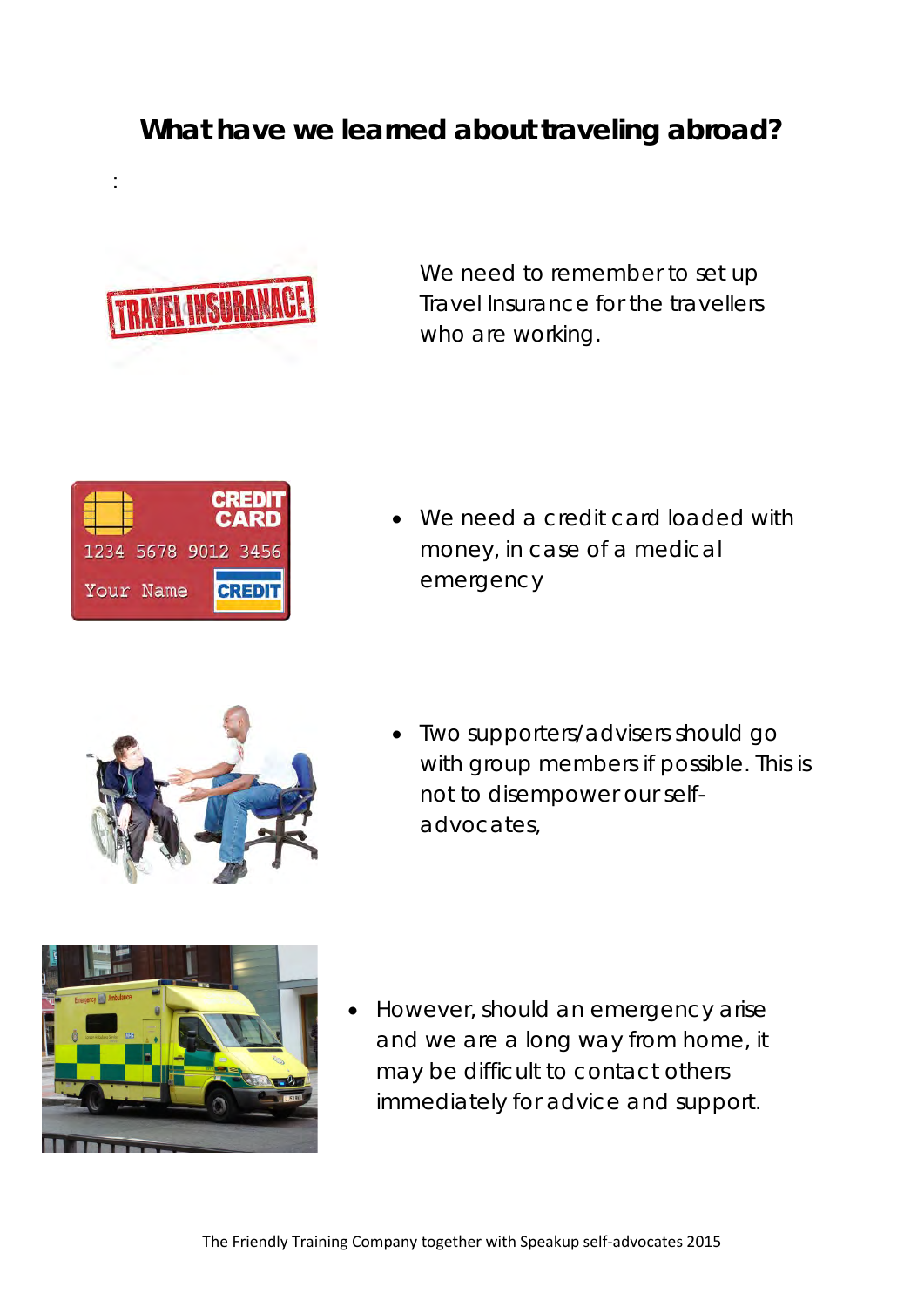# What have we learned about traveling abroad?

:

We need to remember to set up Travel Insurance for the travellers who are working.

- We need a credit card loaded with money, in case of a medical emergency

- Two supporters/advisers should go with group members if possible. This is not to disempower our self-advocates,

- However, should an emergency arise and we are a long way from home, it may be difficult to contact others immediately for advice and support.

The Friendly Training Company together with Speakup self-advocates 2015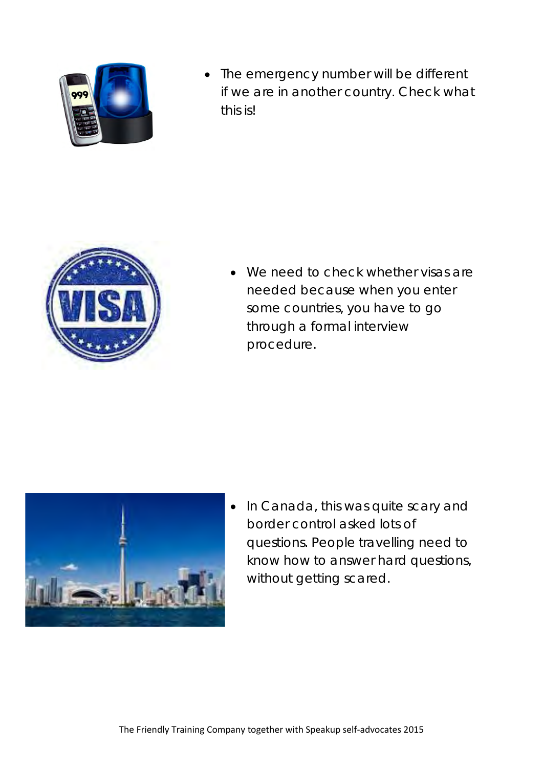- The emergency number will be different if we are in another country. Check what this is!

- We need to check whether visas are needed because when you enter some countries, you have to go through a formal interview procedure.

- In Canada, this was quite scary and border control asked lots of questions. People travelling need to know how to answer hard questions, without getting scared.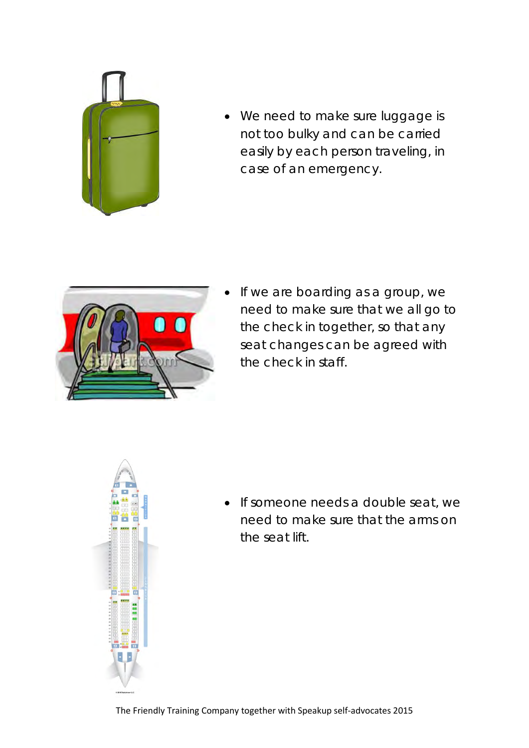- We need to make sure luggage is not too bulky and can be carried easily by each person traveling, in case of an emergency.

- If we are boarding as a group, we need to make sure that we all go to the check in together, so that any seat changes can be agreed with the check in staff.

- If someone needs a double seat, we need to make sure that the arms on the seat lift.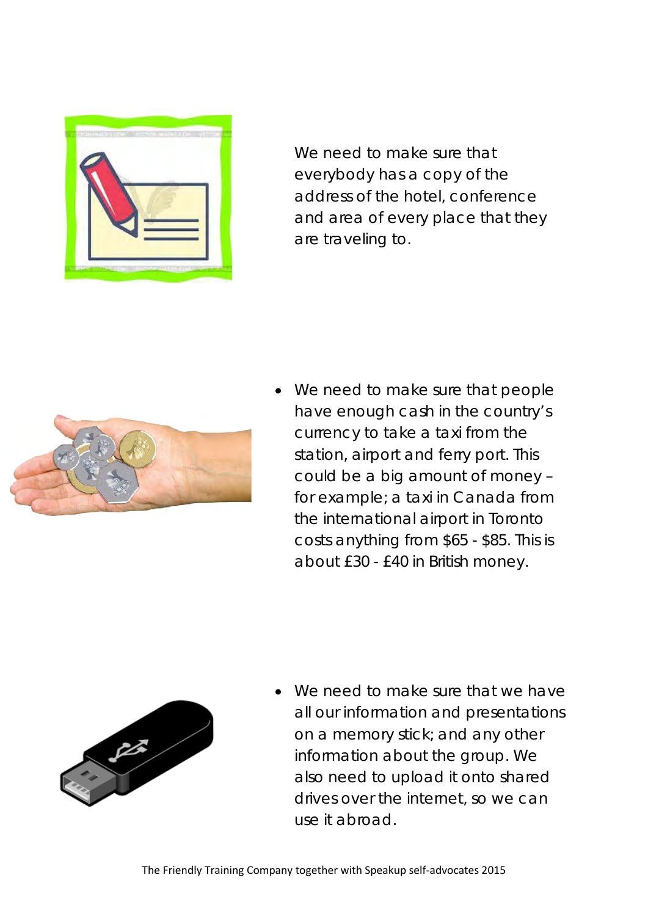We need to make sure that everybody has a copy of the address of the hotel, conference and area of every place that they are traveling to.

- We need to make sure that people have enough cash in the country's currency to take a taxi from the station, airport and ferry port. This could be a big amount of money – for example; a taxi in Canada from the international airport in Toronto costs anything from $65 - $85. This is about £30 - £40 in British money.

- We need to make sure that we have all our information and presentations on a memory stick; and any other information about the group. We also need to upload it onto shared drives over the internet, so we can use it abroad.